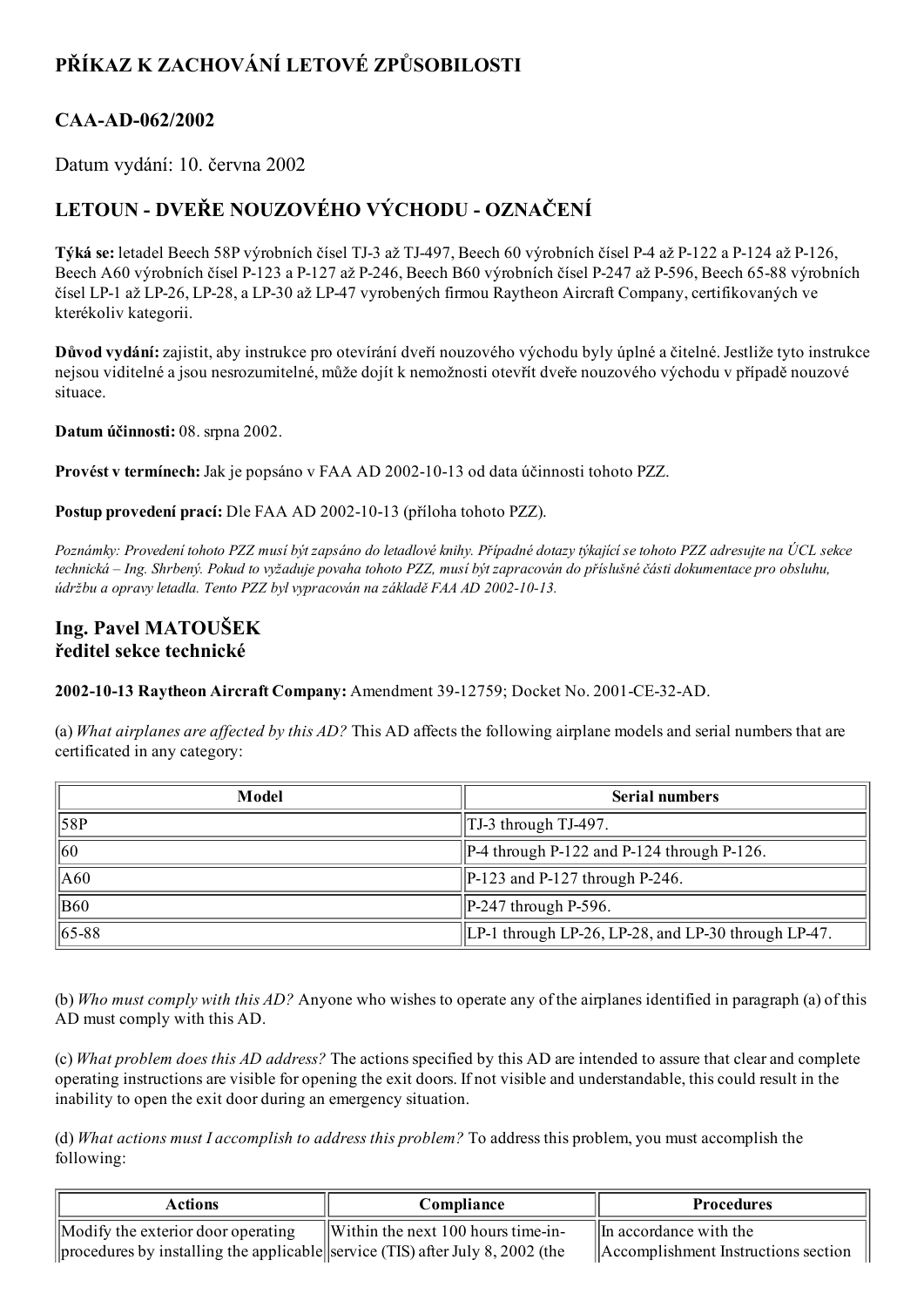# PŘÍKAZ K ZACHOVÁNÍ LETOVÉ ZPŮSOBILOSTI

## CAA-AD-062/2002

Datum vydání: 10. června 2002

## LETOUN - DVEŘE NOUZOVÉHO VÝCHODU - OZNAČENÍ

**Týká se:** letadel Beech 58P výrobních čísel TJ-3 až TJ-497, Beech 60 výrobních čísel P-4 až P-122 a P-124 až P-126, Beech A60 výrobních čísel P-123 a P-127 až P-246, Beech B60 výrobních čísel P-247 až P-596, Beech 65-88 výrobních čísel LP-1 až LP-26, LP-28, a LP-30 až LP-47 vyrobených firmou Raytheon Aircraft Company, certifikovaných ve kterékoliv kategorii.

**Důvod vydání:** zajistit, aby instrukce pro otevírání dveří nouzového východu byly úplné a čitelné. Jestliže tyto instrukce nejsou viditelné a jsou nesrozumitelné, může dojít k nemožnosti otevřít dveře nouzového východu v případě nouzové situace.

**Datum účinnosti:** 08. srpna 2002.

**Provést v termínech:** Jak je popsáno v FAA AD 2002-10-13 od data účinnosti tohoto PZZ.

**Postup provedení prací:** Dle FAA AD 2002-10-13 (příloha tohoto PZZ).

*Poznámky: Provedení tohoto PZZ musí být zapsáno do letadlové knihy. Případné dotazy týkající se tohoto PZZ adresujte na ÚCL sekce technická – Ing. Shrbený. Pokud to vyžaduje povaha tohoto PZZ, musí být zapracován do příslušné části dokumentace pro obsluhu, údržbu a opravy letadla. Tento PZZ byl vypracován na základě FAA AD 2002-10-13.*

### Ing. Pavel MATOUŠEK
### ředitel sekce technické

**2002-10-13 Raytheon Aircraft Company:** Amendment 39-12759; Docket No. 2001-CE-32-AD.

(a) *What airplanes are affected by this AD?* This AD affects the following airplane models and serial numbers that are certificated in any category:

| Model | Serial numbers |
|---|---|
| 58P | TJ-3 through TJ-497. |
| 60 | P-4 through P-122 and P-124 through P-126. |
| A60 | P-123 and P-127 through P-246. |
| B60 | P-247 through P-596. |
| 65-88 | LP-1 through LP-26, LP-28, and LP-30 through LP-47. |

(b) *Who must comply with this AD?* Anyone who wishes to operate any of the airplanes identified in paragraph (a) of this AD must comply with this AD.

(c) *What problem does this AD address?* The actions specified by this AD are intended to assure that clear and complete operating instructions are visible for opening the exit doors. If not visible and understandable, this could result in the inability to open the exit door during an emergency situation.

(d) *What actions must I accomplish to address this problem?* To address this problem, you must accomplish the following:

| Actions | Compliance | Procedures |
|---|---|---|
| Modify the exterior door operating procedures by installing the applicable | Within the next 100 hours time-in-service (TIS) after July 8, 2002 (the | In accordance with the Accomplishment Instructions section |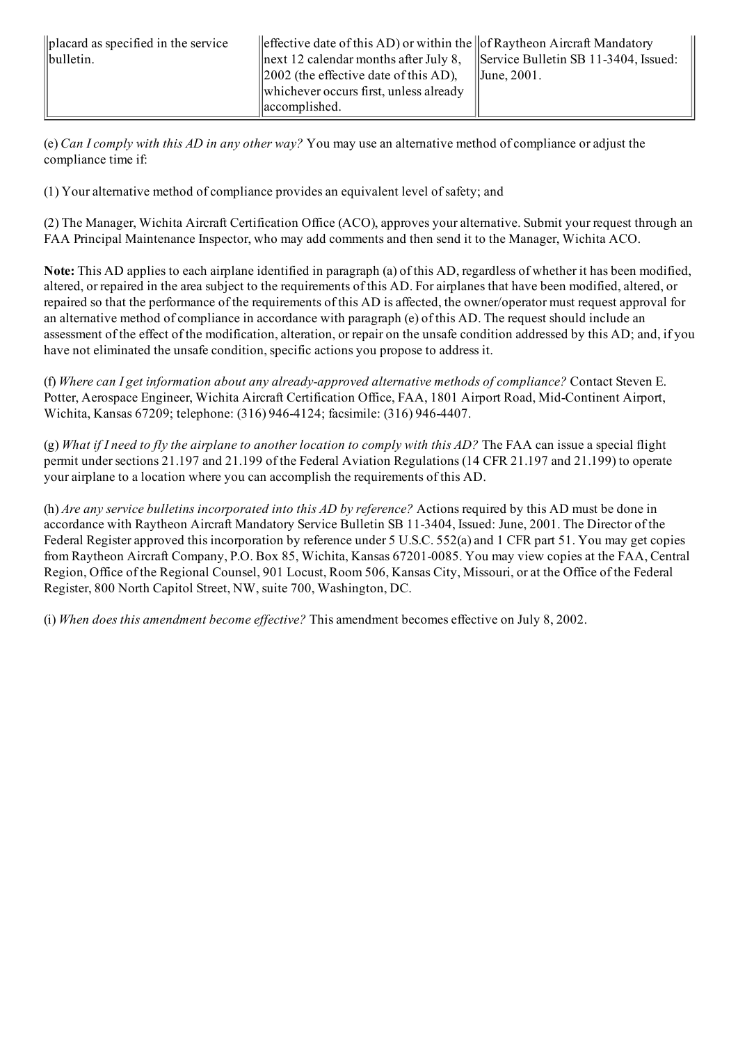| | | |
|---|---|---|
| placard as specified in the service bulletin. | effective date of this AD) or within the next 12 calendar months after July 8, 2002 (the effective date of this AD), whichever occurs first, unless already accomplished. | of Raytheon Aircraft Mandatory Service Bulletin SB 11-3404, Issued: June, 2001. |

(e) *Can I comply with this AD in any other way?* You may use an alternative method of compliance or adjust the compliance time if:

(1) Your alternative method of compliance provides an equivalent level of safety; and

(2) The Manager, Wichita Aircraft Certification Office (ACO), approves your alternative. Submit your request through an FAA Principal Maintenance Inspector, who may add comments and then send it to the Manager, Wichita ACO.

**Note:** This AD applies to each airplane identified in paragraph (a) of this AD, regardless of whether it has been modified, altered, or repaired in the area subject to the requirements of this AD. For airplanes that have been modified, altered, or repaired so that the performance of the requirements of this AD is affected, the owner/operator must request approval for an alternative method of compliance in accordance with paragraph (e) of this AD. The request should include an assessment of the effect of the modification, alteration, or repair on the unsafe condition addressed by this AD; and, if you have not eliminated the unsafe condition, specific actions you propose to address it.

(f) *Where can I get information about any already-approved alternative methods of compliance?* Contact Steven E. Potter, Aerospace Engineer, Wichita Aircraft Certification Office, FAA, 1801 Airport Road, Mid-Continent Airport, Wichita, Kansas 67209; telephone: (316) 946-4124; facsimile: (316) 946-4407.

(g) *What if I need to fly the airplane to another location to comply with this AD?* The FAA can issue a special flight permit under sections 21.197 and 21.199 of the Federal Aviation Regulations (14 CFR 21.197 and 21.199) to operate your airplane to a location where you can accomplish the requirements of this AD.

(h) *Are any service bulletins incorporated into this AD by reference?* Actions required by this AD must be done in accordance with Raytheon Aircraft Mandatory Service Bulletin SB 11-3404, Issued: June, 2001. The Director of the Federal Register approved this incorporation by reference under 5 U.S.C. 552(a) and 1 CFR part 51. You may get copies from Raytheon Aircraft Company, P.O. Box 85, Wichita, Kansas 67201-0085. You may view copies at the FAA, Central Region, Office of the Regional Counsel, 901 Locust, Room 506, Kansas City, Missouri, or at the Office of the Federal Register, 800 North Capitol Street, NW, suite 700, Washington, DC.

(i) *When does this amendment become effective?* This amendment becomes effective on July 8, 2002.